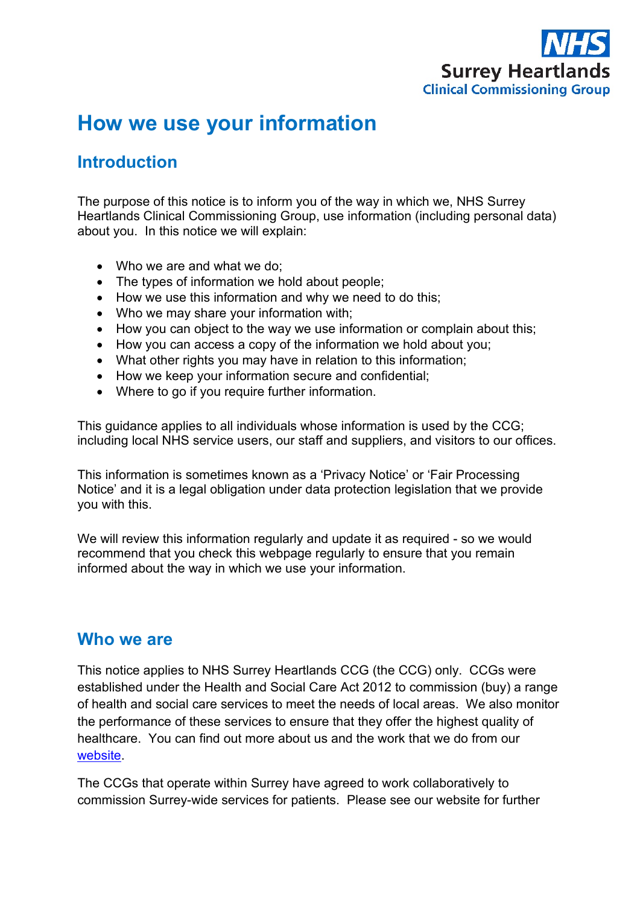NHS
Surrey Heartlands
Clinical Commissioning Group

# How we use your information

## Introduction

The purpose of this notice is to inform you of the way in which we, NHS Surrey Heartlands Clinical Commissioning Group, use information (including personal data) about you. In this notice we will explain:

- Who we are and what we do;
- The types of information we hold about people;
- How we use this information and why we need to do this;
- Who we may share your information with;
- How you can object to the way we use information or complain about this;
- How you can access a copy of the information we hold about you;
- What other rights you may have in relation to this information;
- How we keep your information secure and confidential;
- Where to go if you require further information.

This guidance applies to all individuals whose information is used by the CCG; including local NHS service users, our staff and suppliers, and visitors to our offices.

This information is sometimes known as a 'Privacy Notice' or 'Fair Processing Notice' and it is a legal obligation under data protection legislation that we provide you with this.

We will review this information regularly and update it as required - so we would recommend that you check this webpage regularly to ensure that you remain informed about the way in which we use your information.

## Who we are

This notice applies to NHS Surrey Heartlands CCG (the CCG) only. CCGs were established under the Health and Social Care Act 2012 to commission (buy) a range of health and social care services to meet the needs of local areas. We also monitor the performance of these services to ensure that they offer the highest quality of healthcare. You can find out more about us and the work that we do from our website.

The CCGs that operate within Surrey have agreed to work collaboratively to commission Surrey-wide services for patients. Please see our website for further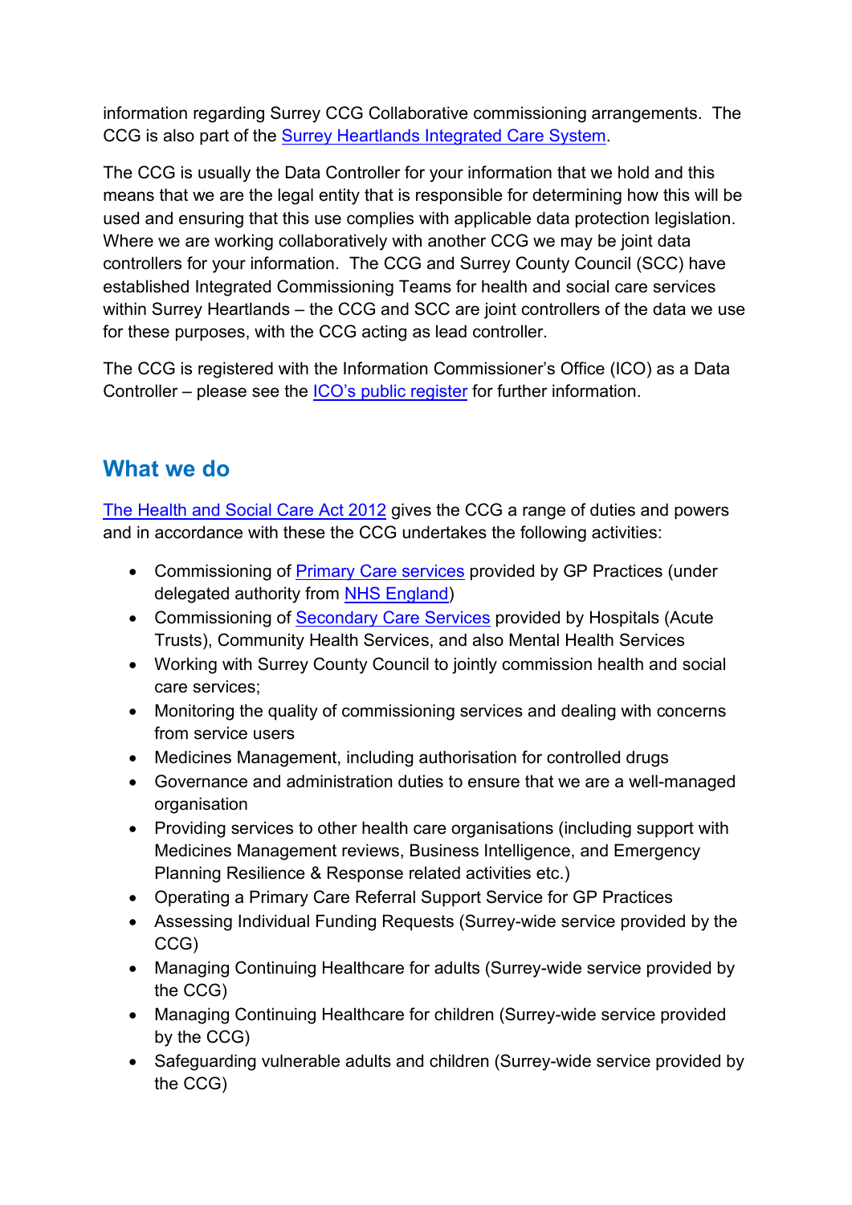information regarding Surrey CCG Collaborative commissioning arrangements. The CCG is also part of the Surrey Heartlands Integrated Care System.

The CCG is usually the Data Controller for your information that we hold and this means that we are the legal entity that is responsible for determining how this will be used and ensuring that this use complies with applicable data protection legislation. Where we are working collaboratively with another CCG we may be joint data controllers for your information. The CCG and Surrey County Council (SCC) have established Integrated Commissioning Teams for health and social care services within Surrey Heartlands – the CCG and SCC are joint controllers of the data we use for these purposes, with the CCG acting as lead controller.

The CCG is registered with the Information Commissioner's Office (ICO) as a Data Controller – please see the ICO's public register for further information.

## What we do

The Health and Social Care Act 2012 gives the CCG a range of duties and powers and in accordance with these the CCG undertakes the following activities:

- Commissioning of Primary Care services provided by GP Practices (under delegated authority from NHS England)
- Commissioning of Secondary Care Services provided by Hospitals (Acute Trusts), Community Health Services, and also Mental Health Services
- Working with Surrey County Council to jointly commission health and social care services;
- Monitoring the quality of commissioning services and dealing with concerns from service users
- Medicines Management, including authorisation for controlled drugs
- Governance and administration duties to ensure that we are a well-managed organisation
- Providing services to other health care organisations (including support with Medicines Management reviews, Business Intelligence, and Emergency Planning Resilience & Response related activities etc.)
- Operating a Primary Care Referral Support Service for GP Practices
- Assessing Individual Funding Requests (Surrey-wide service provided by the CCG)
- Managing Continuing Healthcare for adults (Surrey-wide service provided by the CCG)
- Managing Continuing Healthcare for children (Surrey-wide service provided by the CCG)
- Safeguarding vulnerable adults and children (Surrey-wide service provided by the CCG)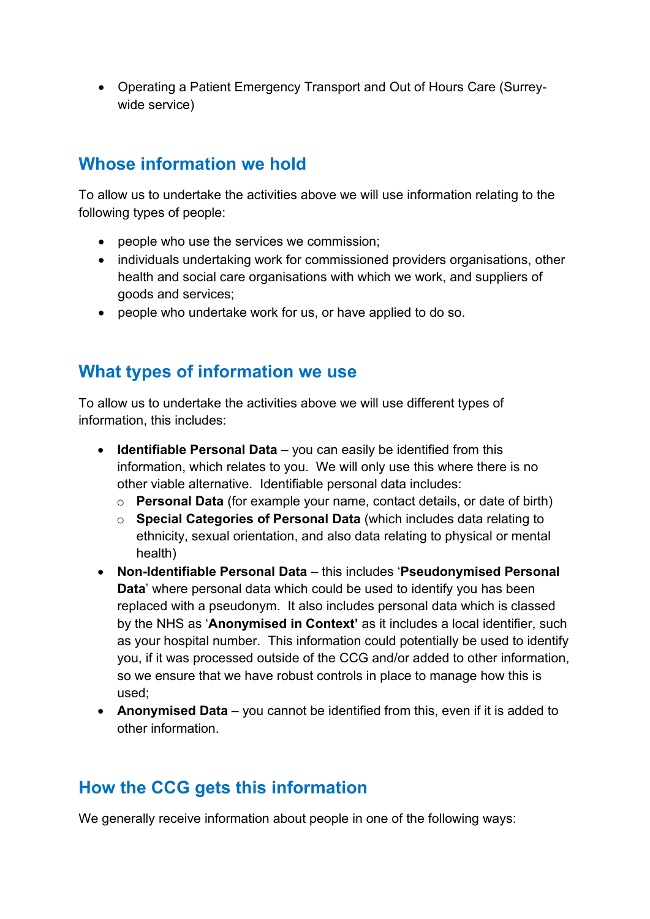- Operating a Patient Emergency Transport and Out of Hours Care (Surrey-wide service)

## Whose information we hold

To allow us to undertake the activities above we will use information relating to the following types of people:

- people who use the services we commission;
- individuals undertaking work for commissioned providers organisations, other health and social care organisations with which we work, and suppliers of goods and services;
- people who undertake work for us, or have applied to do so.

## What types of information we use

To allow us to undertake the activities above we will use different types of information, this includes:

- **Identifiable Personal Data** – you can easily be identified from this information, which relates to you. We will only use this where there is no other viable alternative. Identifiable personal data includes:
  - **Personal Data** (for example your name, contact details, or date of birth)
  - **Special Categories of Personal Data** (which includes data relating to ethnicity, sexual orientation, and also data relating to physical or mental health)
- **Non-Identifiable Personal Data** – this includes '**Pseudonymised Personal Data**' where personal data which could be used to identify you has been replaced with a pseudonym. It also includes personal data which is classed by the NHS as '**Anonymised in Context'** as it includes a local identifier, such as your hospital number. This information could potentially be used to identify you, if it was processed outside of the CCG and/or added to other information, so we ensure that we have robust controls in place to manage how this is used;
- **Anonymised Data** – you cannot be identified from this, even if it is added to other information.

## How the CCG gets this information

We generally receive information about people in one of the following ways: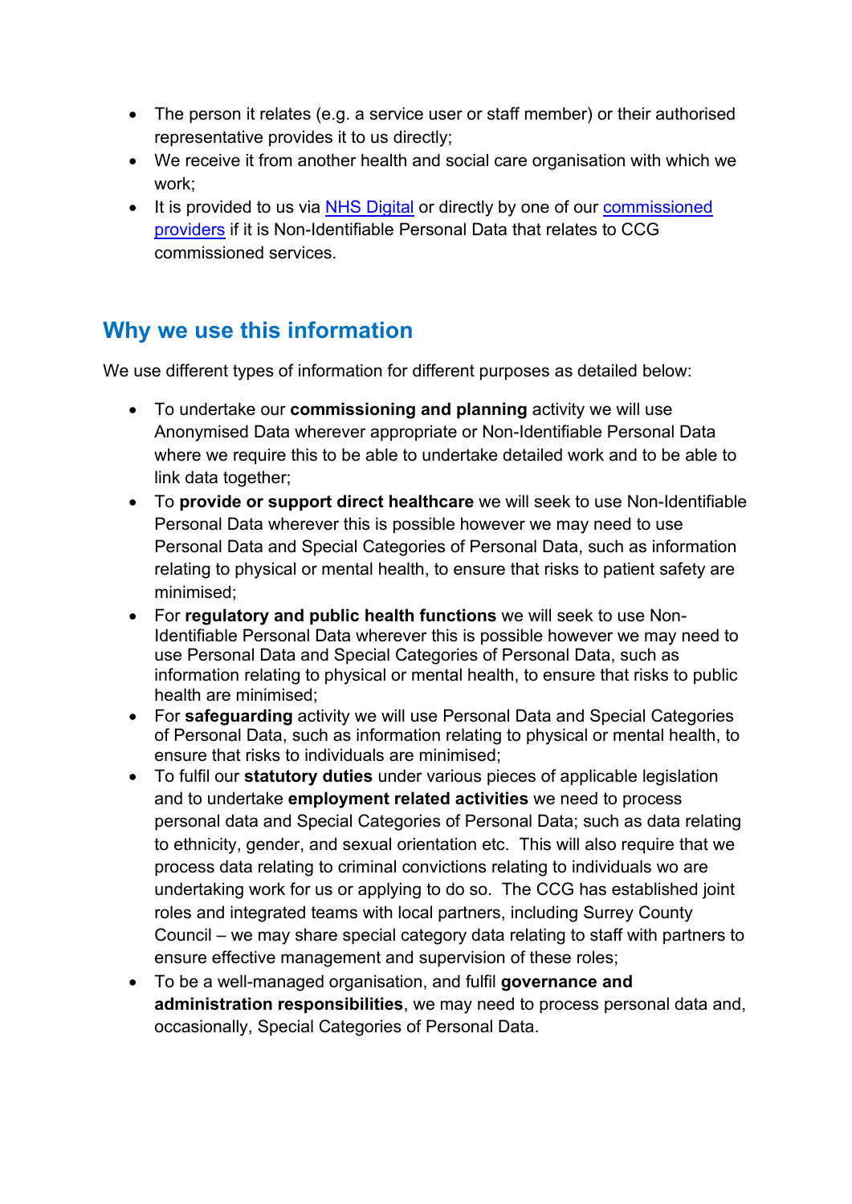- The person it relates (e.g. a service user or staff member) or their authorised representative provides it to us directly;
- We receive it from another health and social care organisation with which we work;
- It is provided to us via NHS Digital or directly by one of our commissioned providers if it is Non-Identifiable Personal Data that relates to CCG commissioned services.

## Why we use this information

We use different types of information for different purposes as detailed below:

- To undertake our **commissioning and planning** activity we will use Anonymised Data wherever appropriate or Non-Identifiable Personal Data where we require this to be able to undertake detailed work and to be able to link data together;
- To **provide or support direct healthcare** we will seek to use Non-Identifiable Personal Data wherever this is possible however we may need to use Personal Data and Special Categories of Personal Data, such as information relating to physical or mental health, to ensure that risks to patient safety are minimised;
- For **regulatory and public health functions** we will seek to use Non-Identifiable Personal Data wherever this is possible however we may need to use Personal Data and Special Categories of Personal Data, such as information relating to physical or mental health, to ensure that risks to public health are minimised;
- For **safeguarding** activity we will use Personal Data and Special Categories of Personal Data, such as information relating to physical or mental health, to ensure that risks to individuals are minimised;
- To fulfil our **statutory duties** under various pieces of applicable legislation and to undertake **employment related activities** we need to process personal data and Special Categories of Personal Data; such as data relating to ethnicity, gender, and sexual orientation etc. This will also require that we process data relating to criminal convictions relating to individuals wo are undertaking work for us or applying to do so. The CCG has established joint roles and integrated teams with local partners, including Surrey County Council – we may share special category data relating to staff with partners to ensure effective management and supervision of these roles;
- To be a well-managed organisation, and fulfil **governance and administration responsibilities**, we may need to process personal data and, occasionally, Special Categories of Personal Data.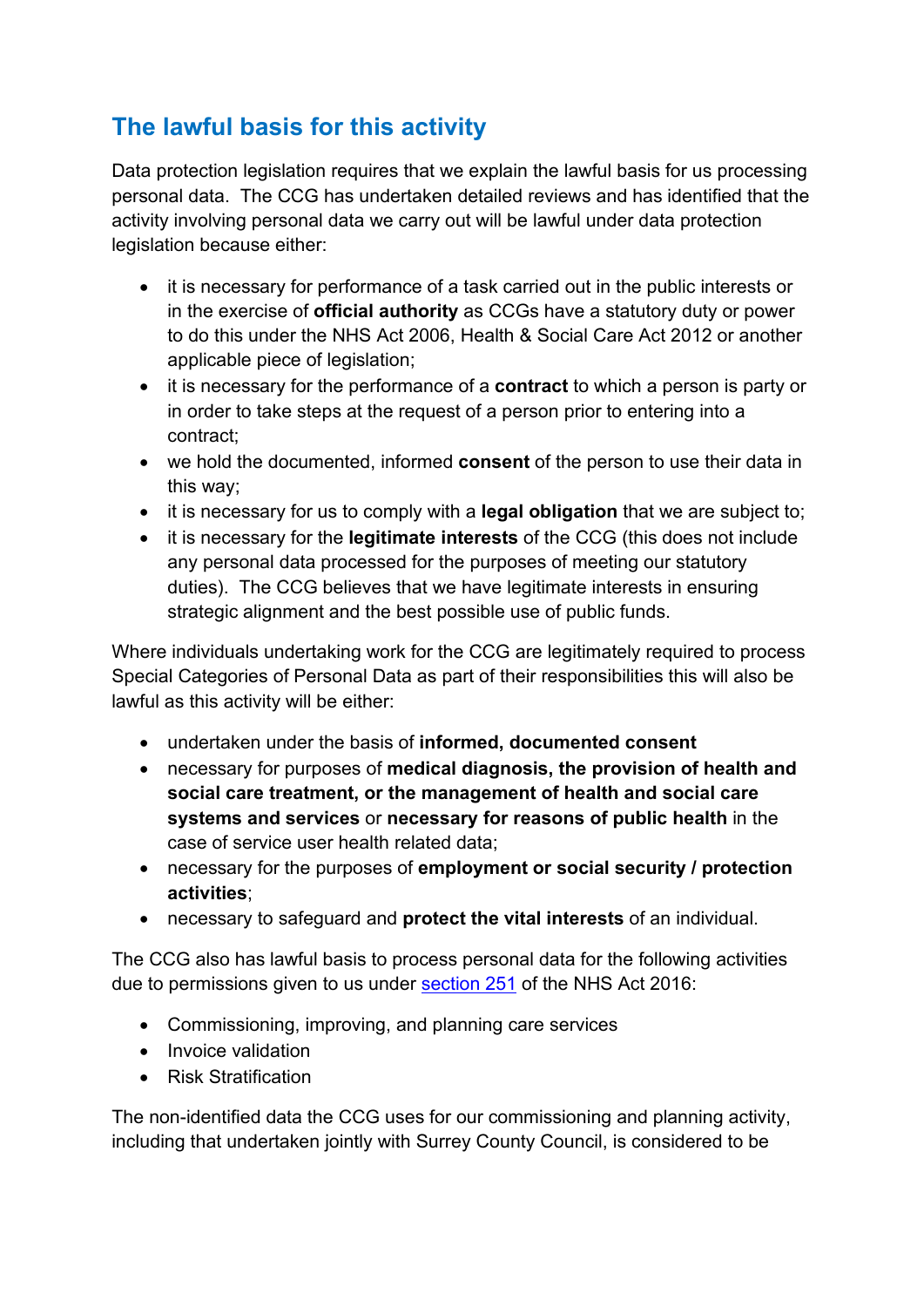## The lawful basis for this activity

Data protection legislation requires that we explain the lawful basis for us processing personal data. The CCG has undertaken detailed reviews and has identified that the activity involving personal data we carry out will be lawful under data protection legislation because either:

- it is necessary for performance of a task carried out in the public interests or in the exercise of **official authority** as CCGs have a statutory duty or power to do this under the NHS Act 2006, Health & Social Care Act 2012 or another applicable piece of legislation;
- it is necessary for the performance of a **contract** to which a person is party or in order to take steps at the request of a person prior to entering into a contract;
- we hold the documented, informed **consent** of the person to use their data in this way;
- it is necessary for us to comply with a **legal obligation** that we are subject to;
- it is necessary for the **legitimate interests** of the CCG (this does not include any personal data processed for the purposes of meeting our statutory duties). The CCG believes that we have legitimate interests in ensuring strategic alignment and the best possible use of public funds.

Where individuals undertaking work for the CCG are legitimately required to process Special Categories of Personal Data as part of their responsibilities this will also be lawful as this activity will be either:

- undertaken under the basis of **informed, documented consent**
- necessary for purposes of **medical diagnosis, the provision of health and social care treatment, or the management of health and social care systems and services** or **necessary for reasons of public health** in the case of service user health related data;
- necessary for the purposes of **employment or social security / protection activities**;
- necessary to safeguard and **protect the vital interests** of an individual.

The CCG also has lawful basis to process personal data for the following activities due to permissions given to us under section 251 of the NHS Act 2016:

- Commissioning, improving, and planning care services
- Invoice validation
- Risk Stratification

The non-identified data the CCG uses for our commissioning and planning activity, including that undertaken jointly with Surrey County Council, is considered to be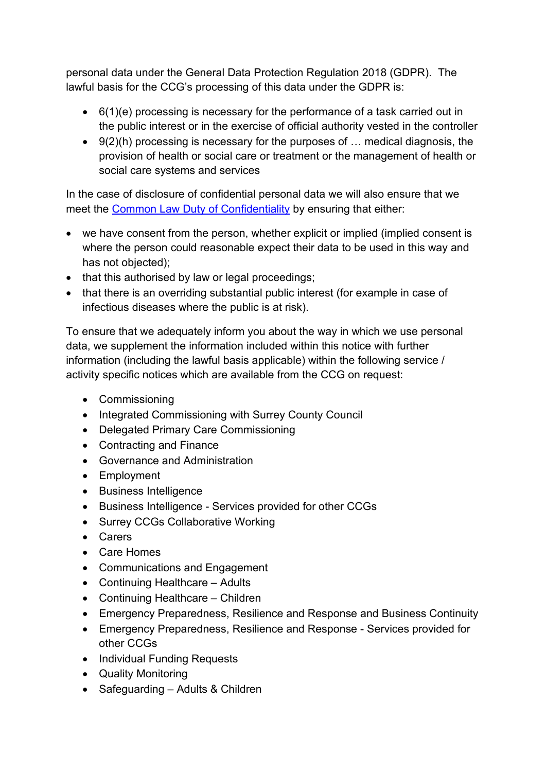personal data under the General Data Protection Regulation 2018 (GDPR). The lawful basis for the CCG's processing of this data under the GDPR is:

- 6(1)(e) processing is necessary for the performance of a task carried out in the public interest or in the exercise of official authority vested in the controller
- 9(2)(h) processing is necessary for the purposes of … medical diagnosis, the provision of health or social care or treatment or the management of health or social care systems and services

In the case of disclosure of confidential personal data we will also ensure that we meet the [Common Law Duty of Confidentiality](Common Law Duty of Confidentiality) by ensuring that either:

- we have consent from the person, whether explicit or implied (implied consent is where the person could reasonable expect their data to be used in this way and has not objected);
- that this authorised by law or legal proceedings;
- that there is an overriding substantial public interest (for example in case of infectious diseases where the public is at risk).

To ensure that we adequately inform you about the way in which we use personal data, we supplement the information included within this notice with further information (including the lawful basis applicable) within the following service / activity specific notices which are available from the CCG on request:

- Commissioning
- Integrated Commissioning with Surrey County Council
- Delegated Primary Care Commissioning
- Contracting and Finance
- Governance and Administration
- Employment
- Business Intelligence
- Business Intelligence - Services provided for other CCGs
- Surrey CCGs Collaborative Working
- Carers
- Care Homes
- Communications and Engagement
- Continuing Healthcare – Adults
- Continuing Healthcare – Children
- Emergency Preparedness, Resilience and Response and Business Continuity
- Emergency Preparedness, Resilience and Response - Services provided for other CCGs
- Individual Funding Requests
- Quality Monitoring
- Safeguarding – Adults & Children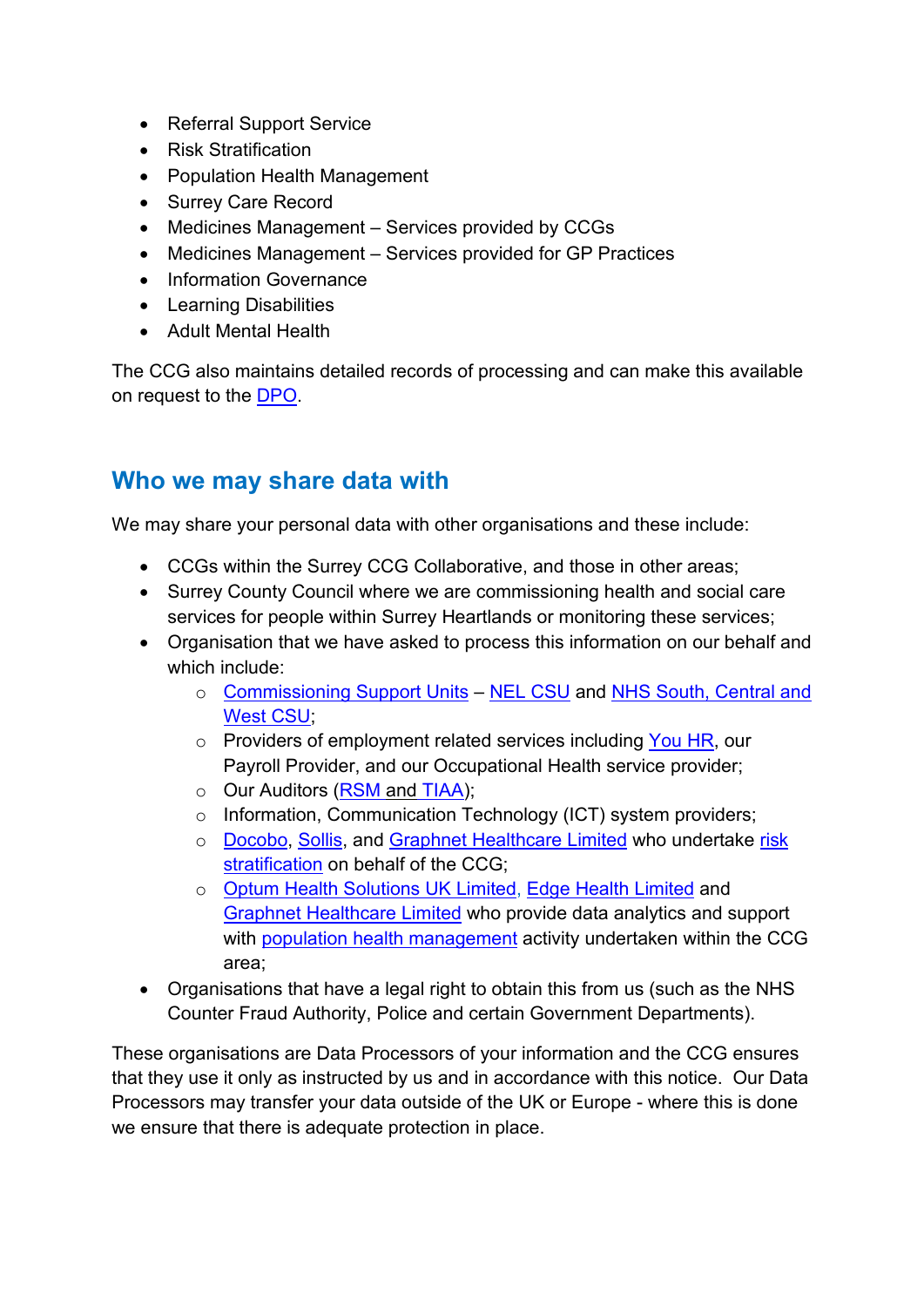- Referral Support Service
- Risk Stratification
- Population Health Management
- Surrey Care Record
- Medicines Management – Services provided by CCGs
- Medicines Management – Services provided for GP Practices
- Information Governance
- Learning Disabilities
- Adult Mental Health

The CCG also maintains detailed records of processing and can make this available on request to the DPO.

## Who we may share data with

We may share your personal data with other organisations and these include:

- CCGs within the Surrey CCG Collaborative, and those in other areas;
- Surrey County Council where we are commissioning health and social care services for people within Surrey Heartlands or monitoring these services;
- Organisation that we have asked to process this information on our behalf and which include:
    - Commissioning Support Units – NEL CSU and NHS South, Central and West CSU;
    - Providers of employment related services including You HR, our Payroll Provider, and our Occupational Health service provider;
    - Our Auditors (RSM and TIAA);
    - Information, Communication Technology (ICT) system providers;
    - Docobo, Sollis, and Graphnet Healthcare Limited who undertake risk stratification on behalf of the CCG;
    - Optum Health Solutions UK Limited, Edge Health Limited and Graphnet Healthcare Limited who provide data analytics and support with population health management activity undertaken within the CCG area;
- Organisations that have a legal right to obtain this from us (such as the NHS Counter Fraud Authority, Police and certain Government Departments).

These organisations are Data Processors of your information and the CCG ensures that they use it only as instructed by us and in accordance with this notice. Our Data Processors may transfer your data outside of the UK or Europe - where this is done we ensure that there is adequate protection in place.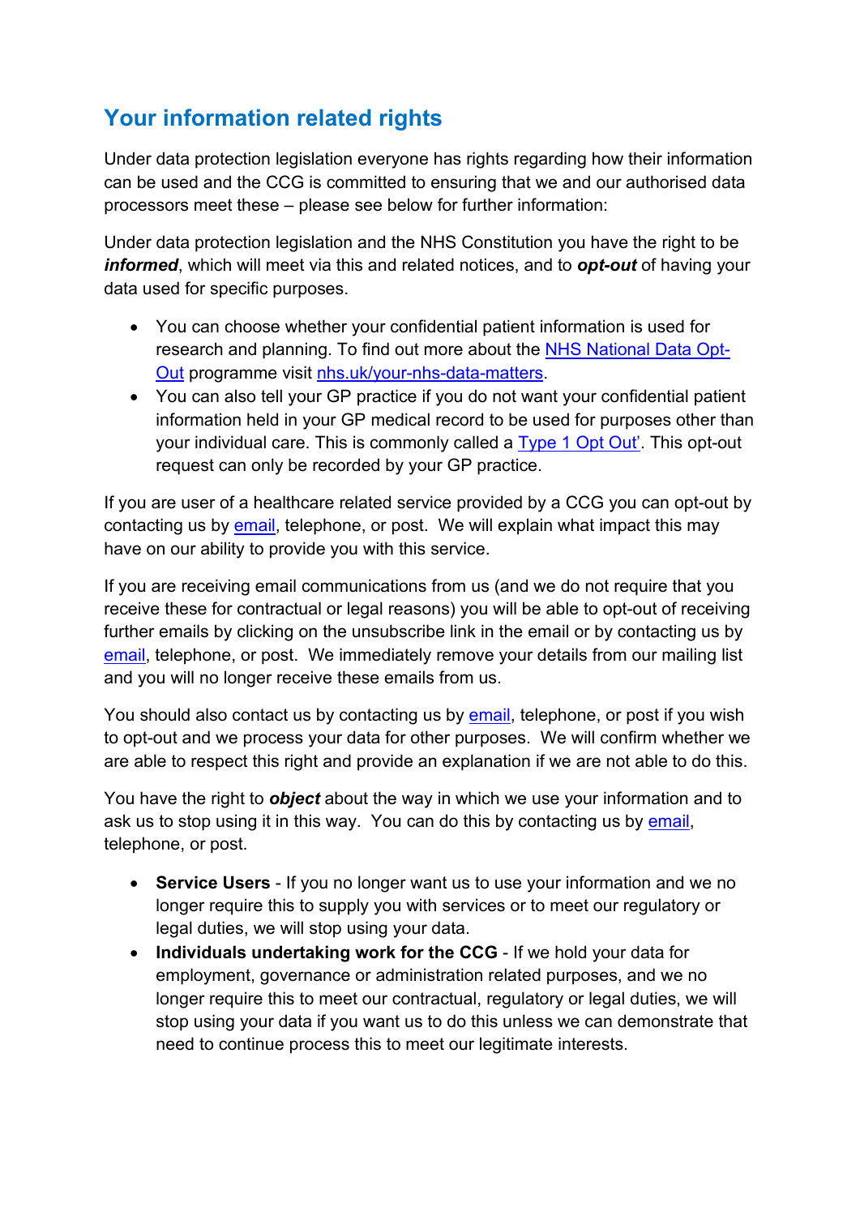## Your information related rights

Under data protection legislation everyone has rights regarding how their information can be used and the CCG is committed to ensuring that we and our authorised data processors meet these – please see below for further information:

Under data protection legislation and the NHS Constitution you have the right to be ***informed***, which will meet via this and related notices, and to ***opt-out*** of having your data used for specific purposes.

- You can choose whether your confidential patient information is used for research and planning. To find out more about the NHS National Data Opt-Out programme visit nhs.uk/your-nhs-data-matters.
- You can also tell your GP practice if you do not want your confidential patient information held in your GP medical record to be used for purposes other than your individual care. This is commonly called a Type 1 Opt Out'. This opt-out request can only be recorded by your GP practice.

If you are user of a healthcare related service provided by a CCG you can opt-out by contacting us by email, telephone, or post. We will explain what impact this may have on our ability to provide you with this service.

If you are receiving email communications from us (and we do not require that you receive these for contractual or legal reasons) you will be able to opt-out of receiving further emails by clicking on the unsubscribe link in the email or by contacting us by email, telephone, or post. We immediately remove your details from our mailing list and you will no longer receive these emails from us.

You should also contact us by contacting us by email, telephone, or post if you wish to opt-out and we process your data for other purposes. We will confirm whether we are able to respect this right and provide an explanation if we are not able to do this.

You have the right to ***object*** about the way in which we use your information and to ask us to stop using it in this way. You can do this by contacting us by email, telephone, or post.

- **Service Users** - If you no longer want us to use your information and we no longer require this to supply you with services or to meet our regulatory or legal duties, we will stop using your data.
- **Individuals undertaking work for the CCG** - If we hold your data for employment, governance or administration related purposes, and we no longer require this to meet our contractual, regulatory or legal duties, we will stop using your data if you want us to do this unless we can demonstrate that need to continue process this to meet our legitimate interests.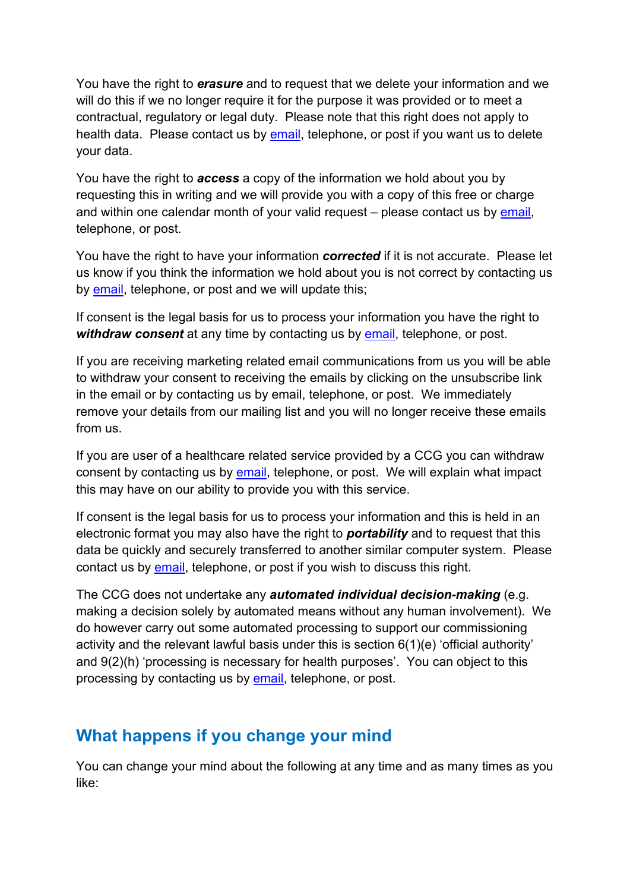You have the right to ***erasure*** and to request that we delete your information and we will do this if we no longer require it for the purpose it was provided or to meet a contractual, regulatory or legal duty. Please note that this right does not apply to health data. Please contact us by email, telephone, or post if you want us to delete your data.

You have the right to ***access*** a copy of the information we hold about you by requesting this in writing and we will provide you with a copy of this free or charge and within one calendar month of your valid request – please contact us by email, telephone, or post.

You have the right to have your information ***corrected*** if it is not accurate. Please let us know if you think the information we hold about you is not correct by contacting us by email, telephone, or post and we will update this;

If consent is the legal basis for us to process your information you have the right to ***withdraw consent*** at any time by contacting us by email, telephone, or post.

If you are receiving marketing related email communications from us you will be able to withdraw your consent to receiving the emails by clicking on the unsubscribe link in the email or by contacting us by email, telephone, or post. We immediately remove your details from our mailing list and you will no longer receive these emails from us.

If you are user of a healthcare related service provided by a CCG you can withdraw consent by contacting us by email, telephone, or post. We will explain what impact this may have on our ability to provide you with this service.

If consent is the legal basis for us to process your information and this is held in an electronic format you may also have the right to ***portability*** and to request that this data be quickly and securely transferred to another similar computer system. Please contact us by email, telephone, or post if you wish to discuss this right.

The CCG does not undertake any ***automated individual decision-making*** (e.g. making a decision solely by automated means without any human involvement). We do however carry out some automated processing to support our commissioning activity and the relevant lawful basis under this is section 6(1)(e) 'official authority' and 9(2)(h) 'processing is necessary for health purposes'. You can object to this processing by contacting us by email, telephone, or post.

## What happens if you change your mind

You can change your mind about the following at any time and as many times as you like: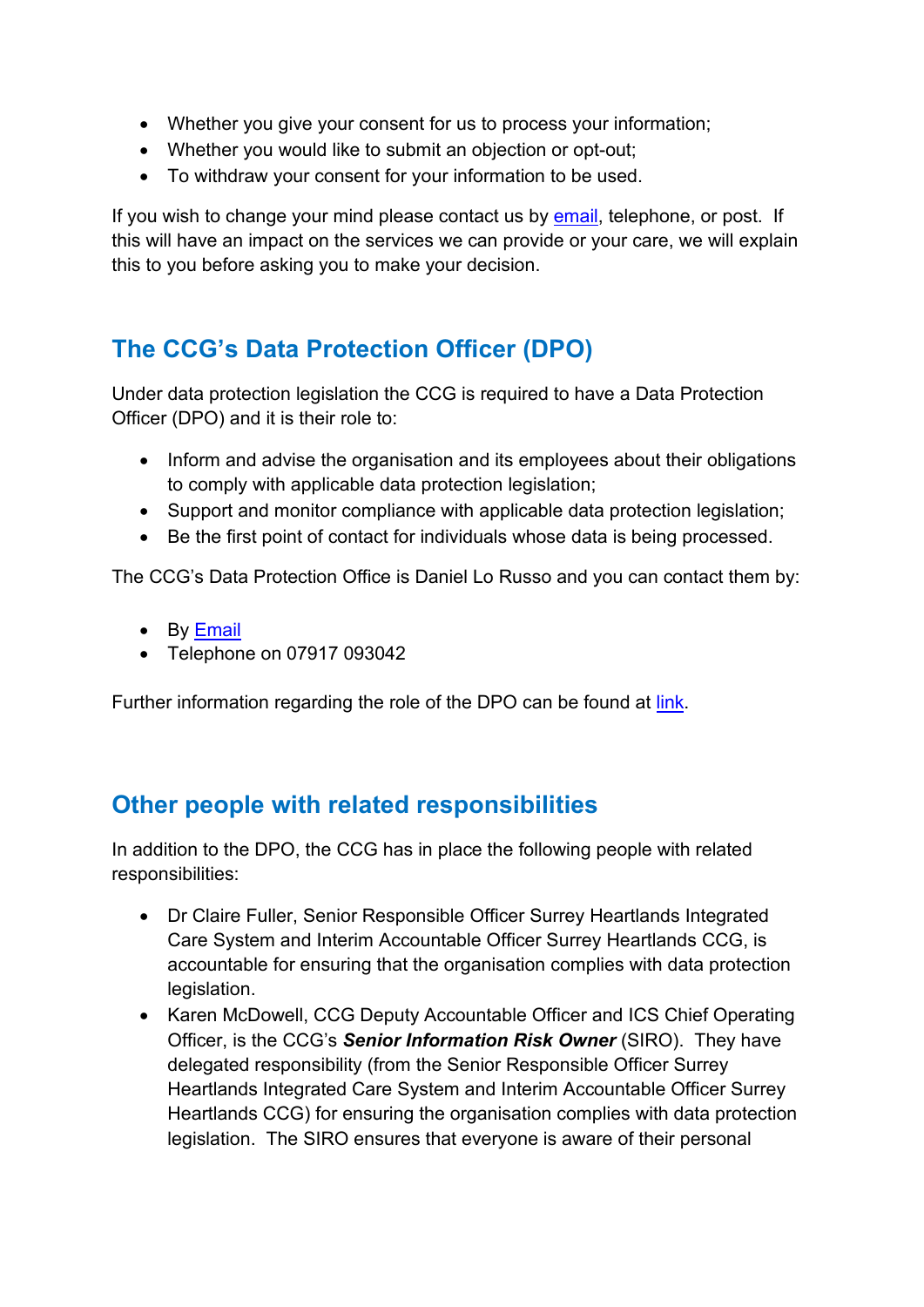- Whether you give your consent for us to process your information;
- Whether you would like to submit an objection or opt-out;
- To withdraw your consent for your information to be used.

If you wish to change your mind please contact us by email, telephone, or post. If this will have an impact on the services we can provide or your care, we will explain this to you before asking you to make your decision.

## The CCG's Data Protection Officer (DPO)

Under data protection legislation the CCG is required to have a Data Protection Officer (DPO) and it is their role to:

- Inform and advise the organisation and its employees about their obligations to comply with applicable data protection legislation;
- Support and monitor compliance with applicable data protection legislation;
- Be the first point of contact for individuals whose data is being processed.

The CCG's Data Protection Office is Daniel Lo Russo and you can contact them by:

- By Email
- Telephone on 07917 093042

Further information regarding the role of the DPO can be found at link.

## Other people with related responsibilities

In addition to the DPO, the CCG has in place the following people with related responsibilities:

- Dr Claire Fuller, Senior Responsible Officer Surrey Heartlands Integrated Care System and Interim Accountable Officer Surrey Heartlands CCG, is accountable for ensuring that the organisation complies with data protection legislation.
- Karen McDowell, CCG Deputy Accountable Officer and ICS Chief Operating Officer, is the CCG's ***Senior Information Risk Owner*** (SIRO). They have delegated responsibility (from the Senior Responsible Officer Surrey Heartlands Integrated Care System and Interim Accountable Officer Surrey Heartlands CCG) for ensuring the organisation complies with data protection legislation. The SIRO ensures that everyone is aware of their personal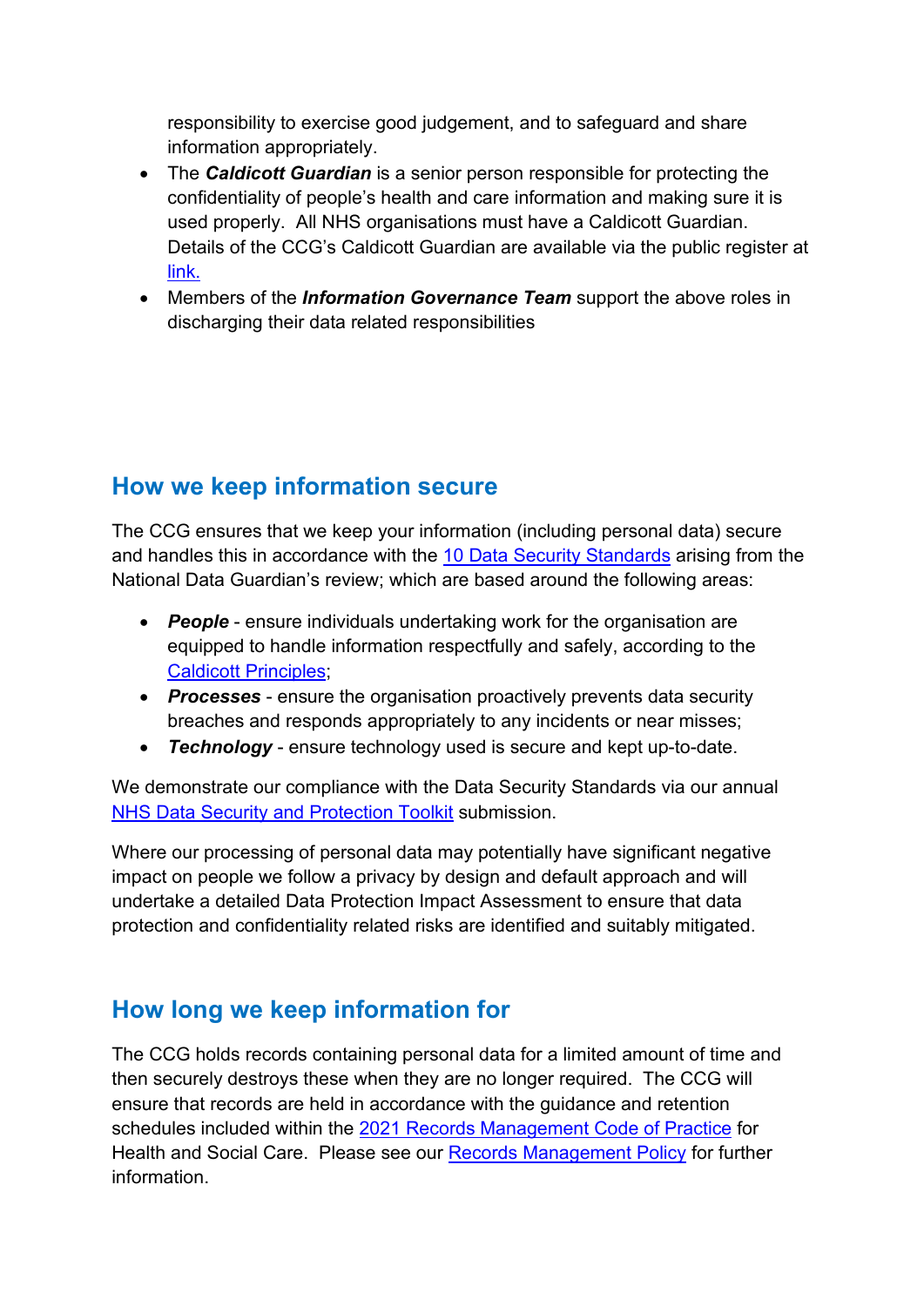responsibility to exercise good judgement, and to safeguard and share information appropriately.

- The ***Caldicott Guardian*** is a senior person responsible for protecting the confidentiality of people's health and care information and making sure it is used properly. All NHS organisations must have a Caldicott Guardian. Details of the CCG's Caldicott Guardian are available via the public register at link.
- Members of the ***Information Governance Team*** support the above roles in discharging their data related responsibilities

## How we keep information secure

The CCG ensures that we keep your information (including personal data) secure and handles this in accordance with the 10 Data Security Standards arising from the National Data Guardian's review; which are based around the following areas:

- ***People*** - ensure individuals undertaking work for the organisation are equipped to handle information respectfully and safely, according to the Caldicott Principles;
- ***Processes*** - ensure the organisation proactively prevents data security breaches and responds appropriately to any incidents or near misses;
- ***Technology*** - ensure technology used is secure and kept up-to-date.

We demonstrate our compliance with the Data Security Standards via our annual NHS Data Security and Protection Toolkit submission.

Where our processing of personal data may potentially have significant negative impact on people we follow a privacy by design and default approach and will undertake a detailed Data Protection Impact Assessment to ensure that data protection and confidentiality related risks are identified and suitably mitigated.

## How long we keep information for

The CCG holds records containing personal data for a limited amount of time and then securely destroys these when they are no longer required. The CCG will ensure that records are held in accordance with the guidance and retention schedules included within the 2021 Records Management Code of Practice for Health and Social Care. Please see our Records Management Policy for further information.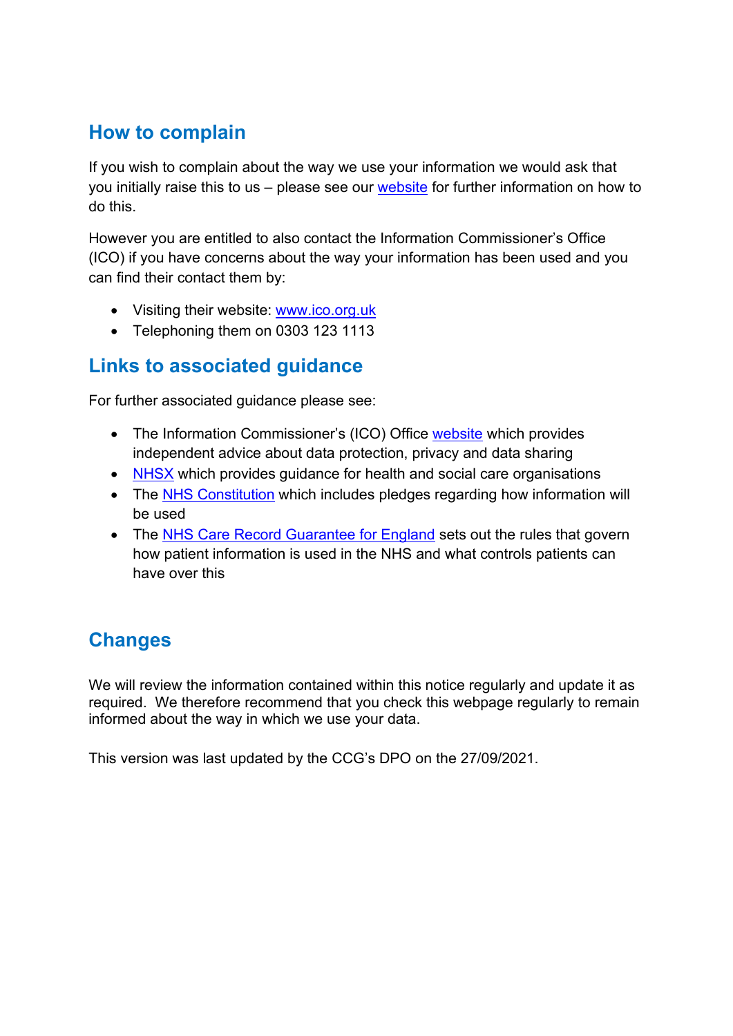## How to complain

If you wish to complain about the way we use your information we would ask that you initially raise this to us – please see our website for further information on how to do this.

However you are entitled to also contact the Information Commissioner's Office (ICO) if you have concerns about the way your information has been used and you can find their contact them by:

- Visiting their website: www.ico.org.uk
- Telephoning them on 0303 123 1113

## Links to associated guidance

For further associated guidance please see:

- The Information Commissioner's (ICO) Office website which provides independent advice about data protection, privacy and data sharing
- NHSX which provides guidance for health and social care organisations
- The NHS Constitution which includes pledges regarding how information will be used
- The NHS Care Record Guarantee for England sets out the rules that govern how patient information is used in the NHS and what controls patients can have over this

## Changes

We will review the information contained within this notice regularly and update it as required. We therefore recommend that you check this webpage regularly to remain informed about the way in which we use your data.

This version was last updated by the CCG's DPO on the 27/09/2021.